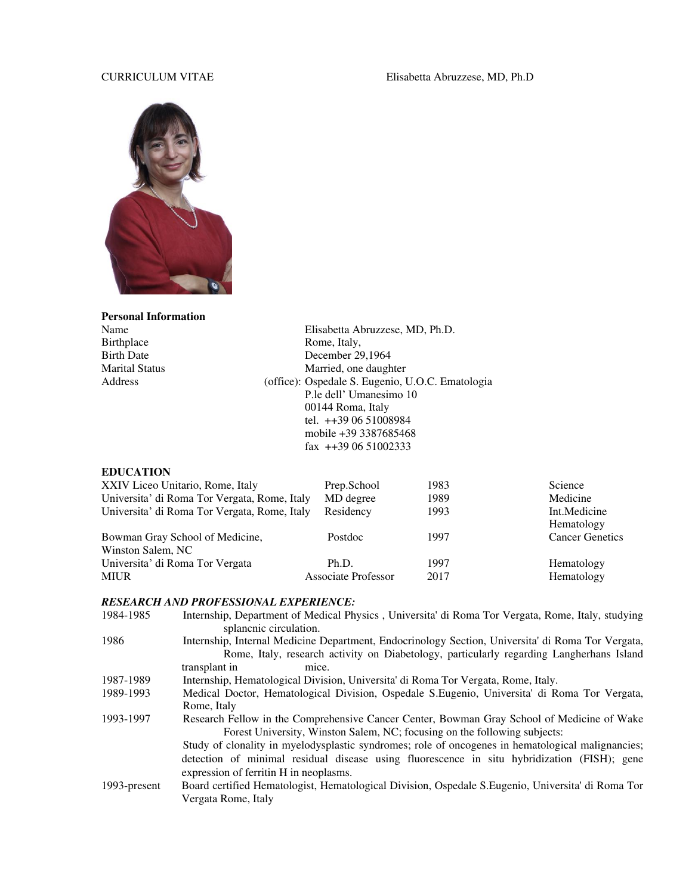CURRICULUM VITAE Elisabetta Abruzzese, MD, Ph.D

**Personal Information**

| | |
|---|---|
| Name | Elisabetta Abruzzese, MD, Ph.D. |
| Birthplace | Rome, Italy, |
| Birth Date | December 29,1964 |
| Marital Status | Married, one daughter |
| Address | (office): Ospedale S. Eugenio, U.O.C. Ematologia<br>P.le dell' Umanesimo 10<br>00144 Roma, Italy<br>tel. ++39 06 51008984<br>mobile +39 3387685468<br>fax ++39 06 51002333 |

## EDUCATION

| | | | |
|---|---|---|---|
| XXIV Liceo Unitario, Rome, Italy | Prep.School | 1983 | Science |
| Universita' di Roma Tor Vergata, Rome, Italy | MD degree | 1989 | Medicine |
| Universita' di Roma Tor Vergata, Rome, Italy | Residency | 1993 | Int.Medicine Hematology |
| Bowman Gray School of Medicine, Winston Salem, NC | Postdoc | 1997 | Cancer Genetics |
| Universita' di Roma Tor Vergata | Ph.D. | 1997 | Hematology |
| MIUR | Associate Professor | 2017 | Hematology |

## *RESEARCH AND PROFESSIONAL EXPERIENCE:*

| | |
|---|---|
| 1984-1985 | Internship, Department of Medical Physics , Universita' di Roma Tor Vergata, Rome, Italy, studying splancnic circulation. |
| 1986 | Internship, Internal Medicine Department, Endocrinology Section, Universita' di Roma Tor Vergata, Rome, Italy, research activity on Diabetology, particularly regarding Langherhans Island transplant in mice. |
| 1987-1989 | Internship, Hematological Division, Universita' di Roma Tor Vergata, Rome, Italy. |
| 1989-1993 | Medical Doctor, Hematological Division, Ospedale S.Eugenio, Universita' di Roma Tor Vergata, Rome, Italy |
| 1993-1997 | Research Fellow in the Comprehensive Cancer Center, Bowman Gray School of Medicine of Wake Forest University, Winston Salem, NC; focusing on the following subjects:<br>Study of clonality in myelodysplastic syndromes; role of oncogenes in hematological malignancies; detection of minimal residual disease using fluorescence in situ hybridization (FISH); gene expression of ferritin H in neoplasms. |
| 1993-present | Board certified Hematologist, Hematological Division, Ospedale S.Eugenio, Universita' di Roma Tor Vergata Rome, Italy |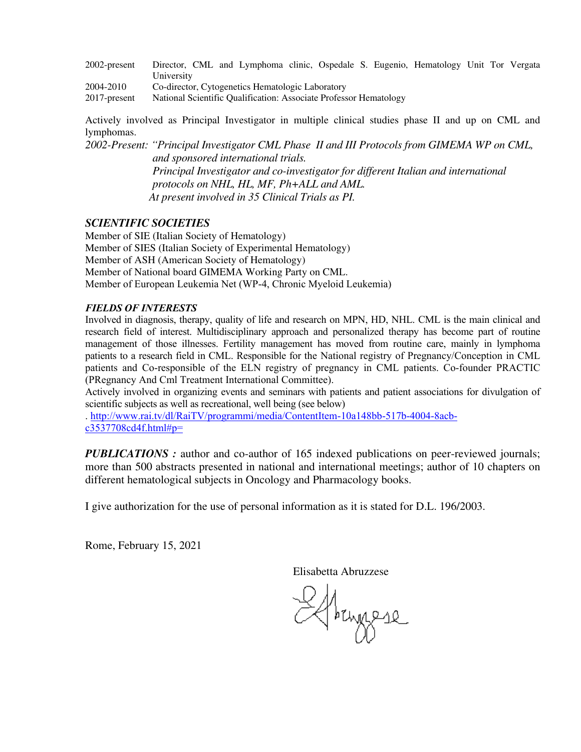| | |
|---|---|
| 2002-present | Director, CML and Lymphoma clinic, Ospedale S. Eugenio, Hematology Unit Tor Vergata University |
| 2004-2010 | Co-director, Cytogenetics Hematologic Laboratory |
| 2017-present | National Scientific Qualification: Associate Professor Hematology |

Actively involved as Principal Investigator in multiple clinical studies phase II and up on CML and lymphomas.

*2002-Present: "Principal Investigator CML Phase II and III Protocols from GIMEMA WP on CML, and sponsored international trials.*
*Principal Investigator and co-investigator for different Italian and international protocols on NHL, HL, MF, Ph+ALL and AML.*
*At present involved in 35 Clinical Trials as PI.*

### *SCIENTIFIC SOCIETIES*

Member of SIE (Italian Society of Hematology)
Member of SIES (Italian Society of Experimental Hematology)
Member of ASH (American Society of Hematology)
Member of National board GIMEMA Working Party on CML.
Member of European Leukemia Net (WP-4, Chronic Myeloid Leukemia)

### *FIELDS OF INTERESTS*

Involved in diagnosis, therapy, quality of life and research on MPN, HD, NHL. CML is the main clinical and research field of interest. Multidisciplinary approach and personalized therapy has become part of routine management of those illnesses. Fertility management has moved from routine care, mainly in lymphoma patients to a research field in CML. Responsible for the National registry of Pregnancy/Conception in CML patients and Co-responsible of the ELN registry of pregnancy in CML patients. Co-founder PRACTIC (PRegnancy And Cml Treatment International Committee).
Actively involved in organizing events and seminars with patients and patient associations for divulgation of scientific subjects as well as recreational, well being (see below)
. http://www.rai.tv/dl/RaiTV/programmi/media/ContentItem-10a148bb-517b-4004-8acb-c3537708cd4f.html#p=

***PUBLICATIONS :*** author and co-author of 165 indexed publications on peer-reviewed journals; more than 500 abstracts presented in national and international meetings; author of 10 chapters on different hematological subjects in Oncology and Pharmacology books.

I give authorization for the use of personal information as it is stated for D.L. 196/2003.

Rome, February 15, 2021

Elisabetta Abruzzese